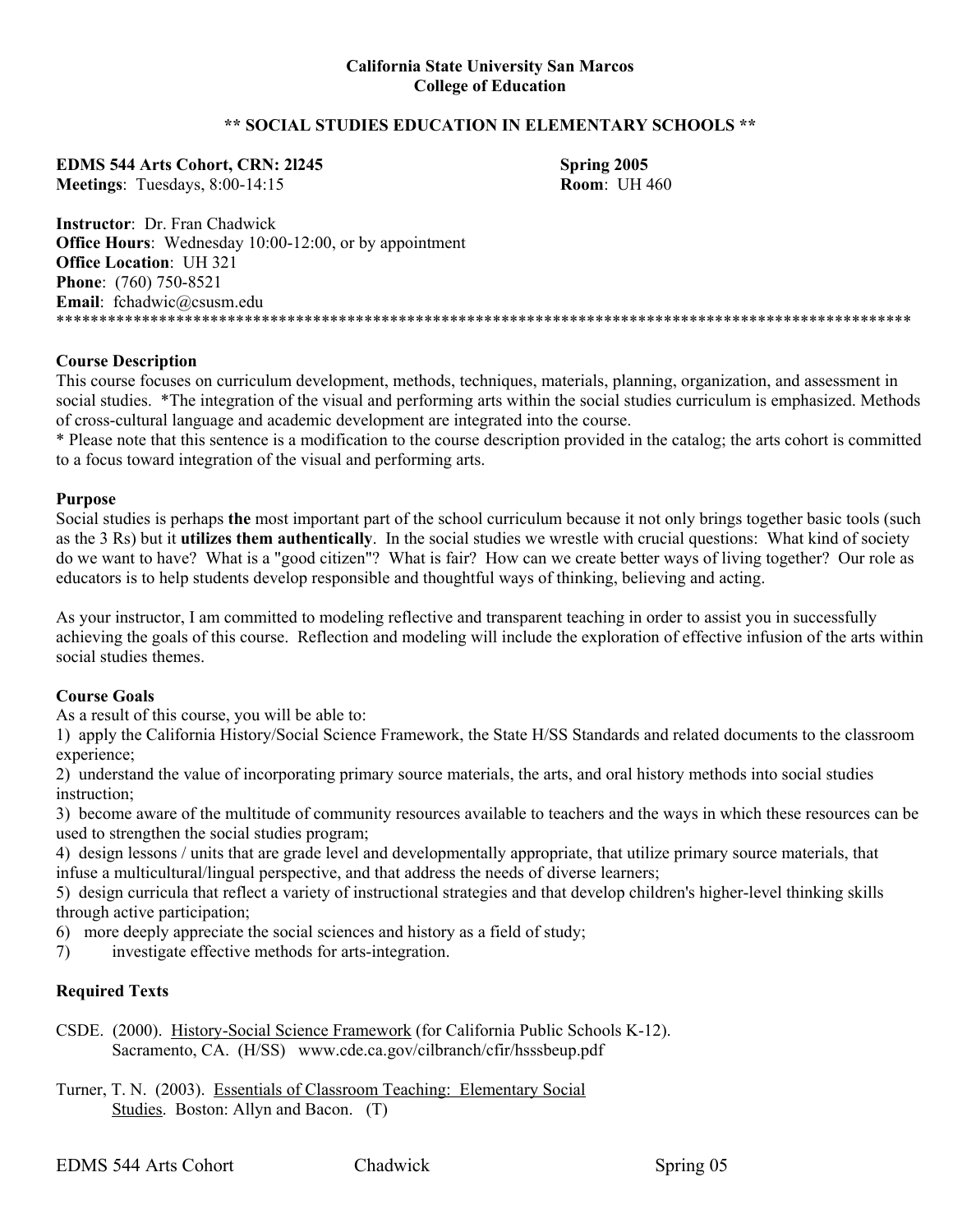**California State University San Marcos**
**College of Education**

**\*\* SOCIAL STUDIES EDUCATION IN ELEMENTARY SCHOOLS \*\***

**EDMS 544 Arts Cohort, CRN: 21245** — **Spring 2005**
**Meetings**: Tuesdays, 8:00-14:15 — **Room**: UH 460

**Instructor**: Dr. Fran Chadwick
**Office Hours**: Wednesday 10:00-12:00, or by appointment
**Office Location**: UH 321
**Phone**: (760) 750-8521
**Email**: fchadwic@csusm.edu

---

### Course Description

This course focuses on curriculum development, methods, techniques, materials, planning, organization, and assessment in social studies. *The integration of the visual and performing arts within the social studies curriculum is emphasized. Methods of cross-cultural language and academic development are integrated into the course.

\* Please note that this sentence is a modification to the course description provided in the catalog; the arts cohort is committed to a focus toward integration of the visual and performing arts.

### Purpose

Social studies is perhaps **the** most important part of the school curriculum because it not only brings together basic tools (such as the 3 Rs) but it **utilizes them authentically**. In the social studies we wrestle with crucial questions: What kind of society do we want to have? What is a "good citizen"? What is fair? How can we create better ways of living together? Our role as educators is to help students develop responsible and thoughtful ways of thinking, believing and acting.

As your instructor, I am committed to modeling reflective and transparent teaching in order to assist you in successfully achieving the goals of this course. Reflection and modeling will include the exploration of effective infusion of the arts within social studies themes.

### Course Goals

As a result of this course, you will be able to:

1) apply the California History/Social Science Framework, the State H/SS Standards and related documents to the classroom experience;
2) understand the value of incorporating primary source materials, the arts, and oral history methods into social studies instruction;
3) become aware of the multitude of community resources available to teachers and the ways in which these resources can be used to strengthen the social studies program;
4) design lessons / units that are grade level and developmentally appropriate, that utilize primary source materials, that infuse a multicultural/lingual perspective, and that address the needs of diverse learners;
5) design curricula that reflect a variety of instructional strategies and that develop children's higher-level thinking skills through active participation;
6) more deeply appreciate the social sciences and history as a field of study;
7) investigate effective methods for arts-integration.

### Required Texts

CSDE. (2000). History-Social Science Framework (for California Public Schools K-12). Sacramento, CA. (H/SS) www.cde.ca.gov/cilbranch/cfir/hsssbeup.pdf

Turner, T. N. (2003). Essentials of Classroom Teaching: Elementary Social Studies. Boston: Allyn and Bacon. (T)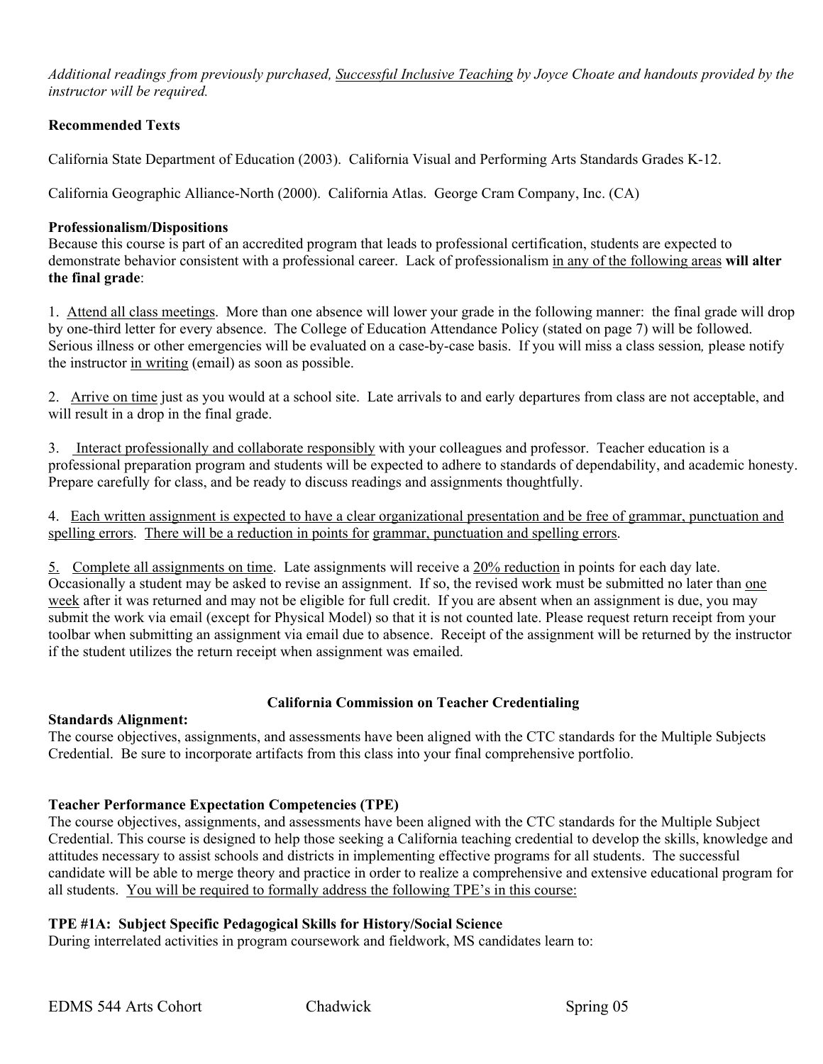*Additional readings from previously purchased, Successful Inclusive Teaching by Joyce Choate and handouts provided by the instructor will be required.*

**Recommended Texts**

California State Department of Education (2003). California Visual and Performing Arts Standards Grades K-12.

California Geographic Alliance-North (2000). California Atlas. George Cram Company, Inc. (CA)

**Professionalism/Dispositions**

Because this course is part of an accredited program that leads to professional certification, students are expected to demonstrate behavior consistent with a professional career. Lack of professionalism in any of the following areas **will alter the final grade**:

1. Attend all class meetings. More than one absence will lower your grade in the following manner: the final grade will drop by one-third letter for every absence. The College of Education Attendance Policy (stated on page 7) will be followed. Serious illness or other emergencies will be evaluated on a case-by-case basis. If you will miss a class session, please notify the instructor in writing (email) as soon as possible.

2. Arrive on time just as you would at a school site. Late arrivals to and early departures from class are not acceptable, and will result in a drop in the final grade.

3. Interact professionally and collaborate responsibly with your colleagues and professor. Teacher education is a professional preparation program and students will be expected to adhere to standards of dependability, and academic honesty. Prepare carefully for class, and be ready to discuss readings and assignments thoughtfully.

4. Each written assignment is expected to have a clear organizational presentation and be free of grammar, punctuation and spelling errors. There will be a reduction in points for grammar, punctuation and spelling errors.

5. Complete all assignments on time. Late assignments will receive a 20% reduction in points for each day late. Occasionally a student may be asked to revise an assignment. If so, the revised work must be submitted no later than one week after it was returned and may not be eligible for full credit. If you are absent when an assignment is due, you may submit the work via email (except for Physical Model) so that it is not counted late. Please request return receipt from your toolbar when submitting an assignment via email due to absence. Receipt of the assignment will be returned by the instructor if the student utilizes the return receipt when assignment was emailed.

## California Commission on Teacher Credentialing

**Standards Alignment:**

The course objectives, assignments, and assessments have been aligned with the CTC standards for the Multiple Subjects Credential. Be sure to incorporate artifacts from this class into your final comprehensive portfolio.

**Teacher Performance Expectation Competencies (TPE)**

The course objectives, assignments, and assessments have been aligned with the CTC standards for the Multiple Subject Credential. This course is designed to help those seeking a California teaching credential to develop the skills, knowledge and attitudes necessary to assist schools and districts in implementing effective programs for all students. The successful candidate will be able to merge theory and practice in order to realize a comprehensive and extensive educational program for all students. You will be required to formally address the following TPE's in this course:

**TPE #1A: Subject Specific Pedagogical Skills for History/Social Science**

During interrelated activities in program coursework and fieldwork, MS candidates learn to: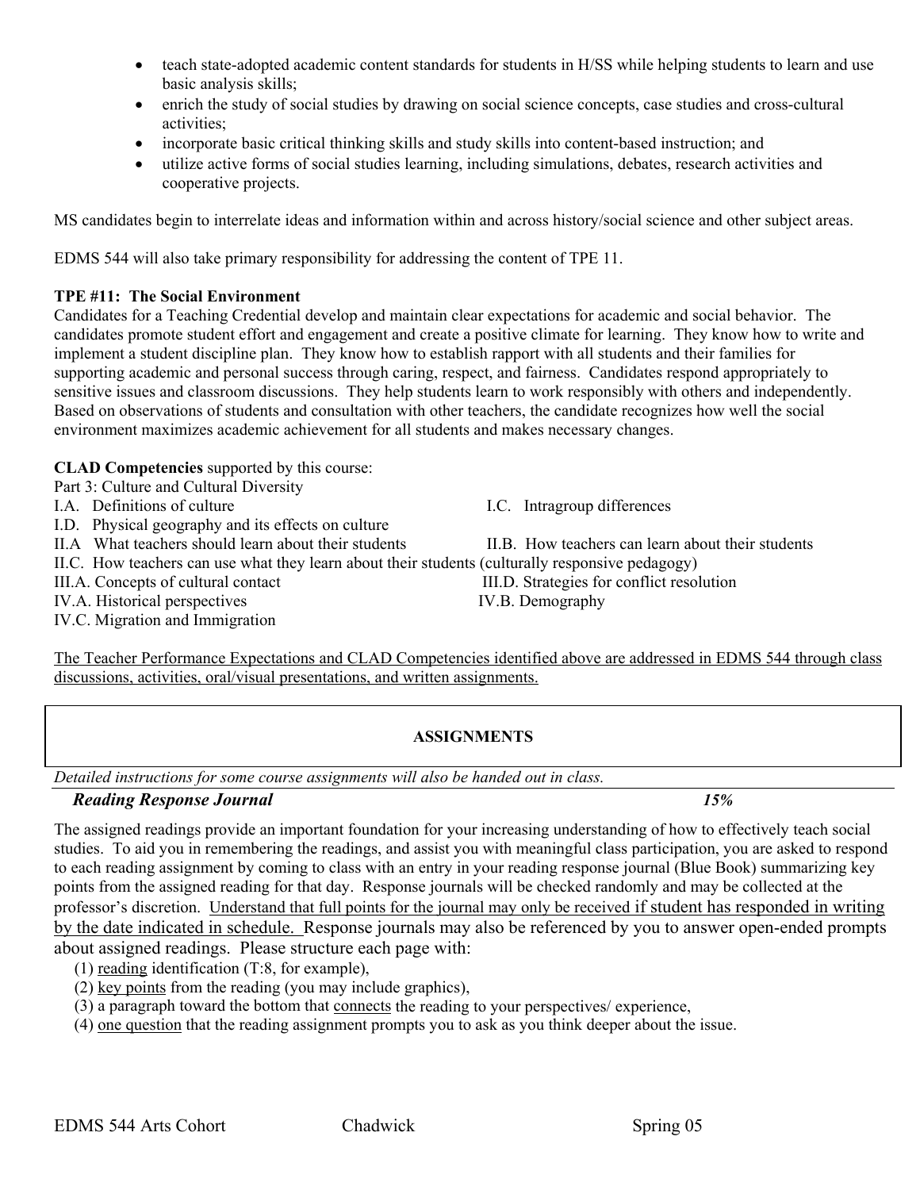- teach state-adopted academic content standards for students in H/SS while helping students to learn and use basic analysis skills;
- enrich the study of social studies by drawing on social science concepts, case studies and cross-cultural activities;
- incorporate basic critical thinking skills and study skills into content-based instruction; and
- utilize active forms of social studies learning, including simulations, debates, research activities and cooperative projects.

MS candidates begin to interrelate ideas and information within and across history/social science and other subject areas.

EDMS 544 will also take primary responsibility for addressing the content of TPE 11.

**TPE #11: The Social Environment**

Candidates for a Teaching Credential develop and maintain clear expectations for academic and social behavior. The candidates promote student effort and engagement and create a positive climate for learning. They know how to write and implement a student discipline plan. They know how to establish rapport with all students and their families for supporting academic and personal success through caring, respect, and fairness. Candidates respond appropriately to sensitive issues and classroom discussions. They help students learn to work responsibly with others and independently. Based on observations of students and consultation with other teachers, the candidate recognizes how well the social environment maximizes academic achievement for all students and makes necessary changes.

**CLAD Competencies** supported by this course:

Part 3: Culture and Cultural Diversity

- I.A. Definitions of culture
- I.C. Intragroup differences
- I.D. Physical geography and its effects on culture
- II.A What teachers should learn about their students
- II.B. How teachers can learn about their students
- II.C. How teachers can use what they learn about their students (culturally responsive pedagogy)
- III.A. Concepts of cultural contact
- III.D. Strategies for conflict resolution
- IV.A. Historical perspectives
- IV.B. Demography
- IV.C. Migration and Immigration

The Teacher Performance Expectations and CLAD Competencies identified above are addressed in EDMS 544 through class discussions, activities, oral/visual presentations, and written assignments.

## ASSIGNMENTS

*Detailed instructions for some course assignments will also be handed out in class.*

***Reading Response Journal*** ***15%***

The assigned readings provide an important foundation for your increasing understanding of how to effectively teach social studies. To aid you in remembering the readings, and assist you with meaningful class participation, you are asked to respond to each reading assignment by coming to class with an entry in your reading response journal (Blue Book) summarizing key points from the assigned reading for that day. Response journals will be checked randomly and may be collected at the professor's discretion. Understand that full points for the journal may only be received if student has responded in writing by the date indicated in schedule. Response journals may also be referenced by you to answer open-ended prompts about assigned readings. Please structure each page with:

(1) reading identification (T:8, for example),
(2) key points from the reading (you may include graphics),
(3) a paragraph toward the bottom that connects the reading to your perspectives/ experience,
(4) one question that the reading assignment prompts you to ask as you think deeper about the issue.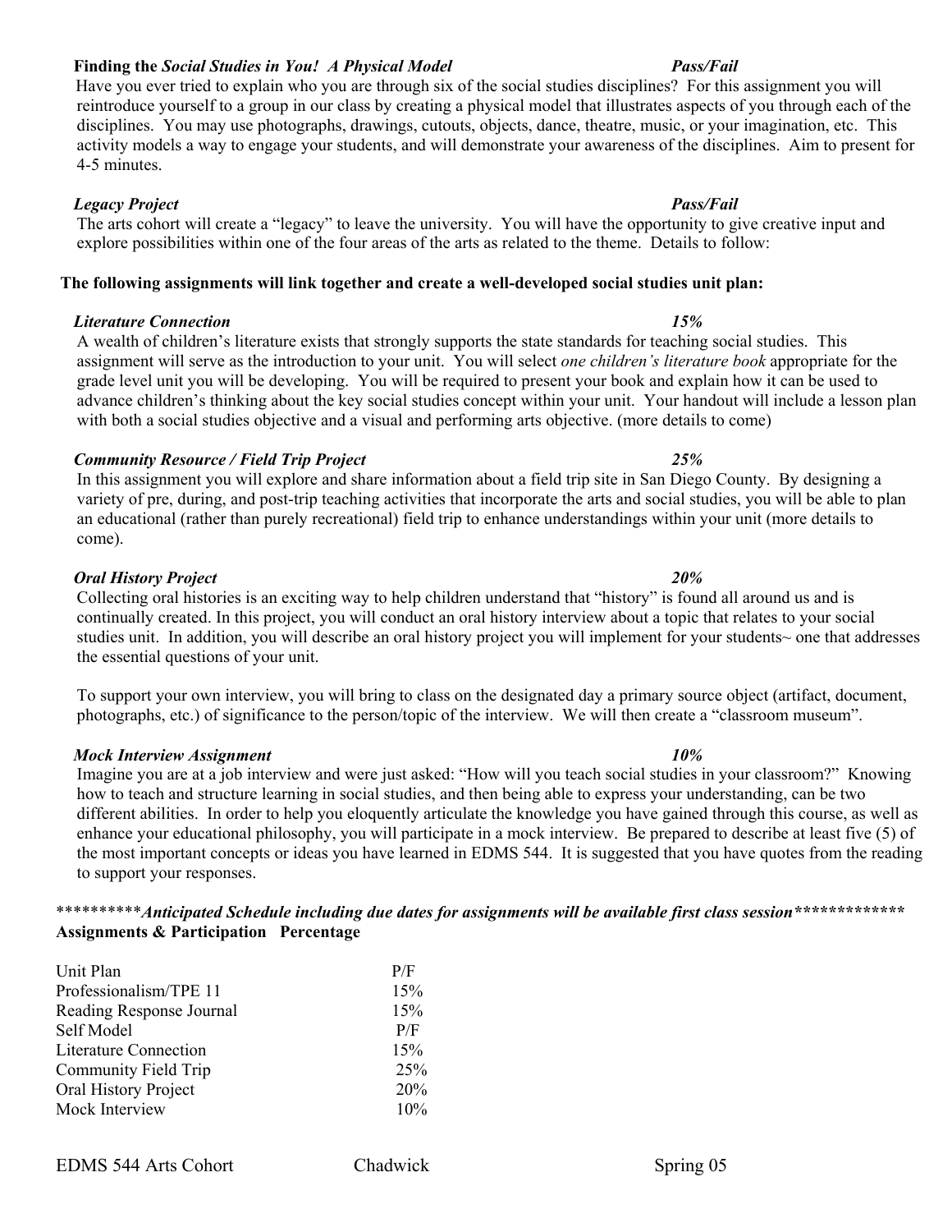**Finding the *Social Studies in You! A Physical Model*** ***Pass/Fail***

Have you ever tried to explain who you are through six of the social studies disciplines? For this assignment you will reintroduce yourself to a group in our class by creating a physical model that illustrates aspects of you through each of the disciplines. You may use photographs, drawings, cutouts, objects, dance, theatre, music, or your imagination, etc. This activity models a way to engage your students, and will demonstrate your awareness of the disciplines. Aim to present for 4-5 minutes.

***Legacy Project*** ***Pass/Fail***

The arts cohort will create a "legacy" to leave the university. You will have the opportunity to give creative input and explore possibilities within one of the four areas of the arts as related to the theme. Details to follow:

**The following assignments will link together and create a well-developed social studies unit plan:**

***Literature Connection*** ***15%***

A wealth of children's literature exists that strongly supports the state standards for teaching social studies. This assignment will serve as the introduction to your unit. You will select *one children's literature book* appropriate for the grade level unit you will be developing. You will be required to present your book and explain how it can be used to advance children's thinking about the key social studies concept within your unit. Your handout will include a lesson plan with both a social studies objective and a visual and performing arts objective. (more details to come)

***Community Resource / Field Trip Project*** ***25%***

In this assignment you will explore and share information about a field trip site in San Diego County. By designing a variety of pre, during, and post-trip teaching activities that incorporate the arts and social studies, you will be able to plan an educational (rather than purely recreational) field trip to enhance understandings within your unit (more details to come).

***Oral History Project*** ***20%***

Collecting oral histories is an exciting way to help children understand that "history" is found all around us and is continually created. In this project, you will conduct an oral history interview about a topic that relates to your social studies unit. In addition, you will describe an oral history project you will implement for your students~ one that addresses the essential questions of your unit.

To support your own interview, you will bring to class on the designated day a primary source object (artifact, document, photographs, etc.) of significance to the person/topic of the interview. We will then create a "classroom museum".

***Mock Interview Assignment*** ***10%***

Imagine you are at a job interview and were just asked: "How will you teach social studies in your classroom?" Knowing how to teach and structure learning in social studies, and then being able to express your understanding, can be two different abilities. In order to help you eloquently articulate the knowledge you have gained through this course, as well as enhance your educational philosophy, you will participate in a mock interview. Be prepared to describe at least five (5) of the most important concepts or ideas you have learned in EDMS 544. It is suggested that you have quotes from the reading to support your responses.

\*\*\*\*\*\*\*\*\*\****Anticipated Schedule including due dates for assignments will be available first class session***\*\*\*\*\*\*\*\*\*\*\*\*\*

**Assignments & Participation Percentage**

| Assignment | Percentage |
|---|---|
| Unit Plan | P/F |
| Professionalism/TPE 11 | 15% |
| Reading Response Journal | 15% |
| Self Model | P/F |
| Literature Connection | 15% |
| Community Field Trip | 25% |
| Oral History Project | 20% |
| Mock Interview | 10% |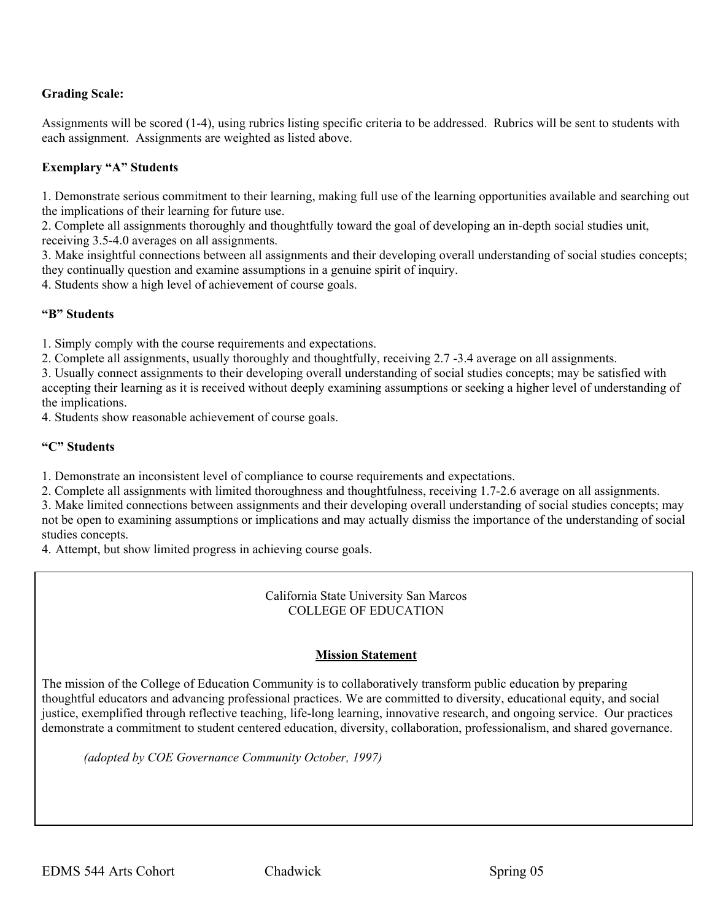**Grading Scale:**

Assignments will be scored (1-4), using rubrics listing specific criteria to be addressed. Rubrics will be sent to students with each assignment. Assignments are weighted as listed above.

**Exemplary "A" Students**

1. Demonstrate serious commitment to their learning, making full use of the learning opportunities available and searching out the implications of their learning for future use.
2. Complete all assignments thoroughly and thoughtfully toward the goal of developing an in-depth social studies unit, receiving 3.5-4.0 averages on all assignments.
3. Make insightful connections between all assignments and their developing overall understanding of social studies concepts; they continually question and examine assumptions in a genuine spirit of inquiry.
4. Students show a high level of achievement of course goals.

**"B" Students**

1. Simply comply with the course requirements and expectations.
2. Complete all assignments, usually thoroughly and thoughtfully, receiving 2.7 -3.4 average on all assignments.
3. Usually connect assignments to their developing overall understanding of social studies concepts; may be satisfied with accepting their learning as it is received without deeply examining assumptions or seeking a higher level of understanding of the implications.
4. Students show reasonable achievement of course goals.

**"C" Students**

1. Demonstrate an inconsistent level of compliance to course requirements and expectations.
2. Complete all assignments with limited thoroughness and thoughtfulness, receiving 1.7-2.6 average on all assignments.
3. Make limited connections between assignments and their developing overall understanding of social studies concepts; may not be open to examining assumptions or implications and may actually dismiss the importance of the understanding of social studies concepts.
4. Attempt, but show limited progress in achieving course goals.

California State University San Marcos
COLLEGE OF EDUCATION

**Mission Statement**

The mission of the College of Education Community is to collaboratively transform public education by preparing thoughtful educators and advancing professional practices. We are committed to diversity, educational equity, and social justice, exemplified through reflective teaching, life-long learning, innovative research, and ongoing service. Our practices demonstrate a commitment to student centered education, diversity, collaboration, professionalism, and shared governance.

*(adopted by COE Governance Community October, 1997)*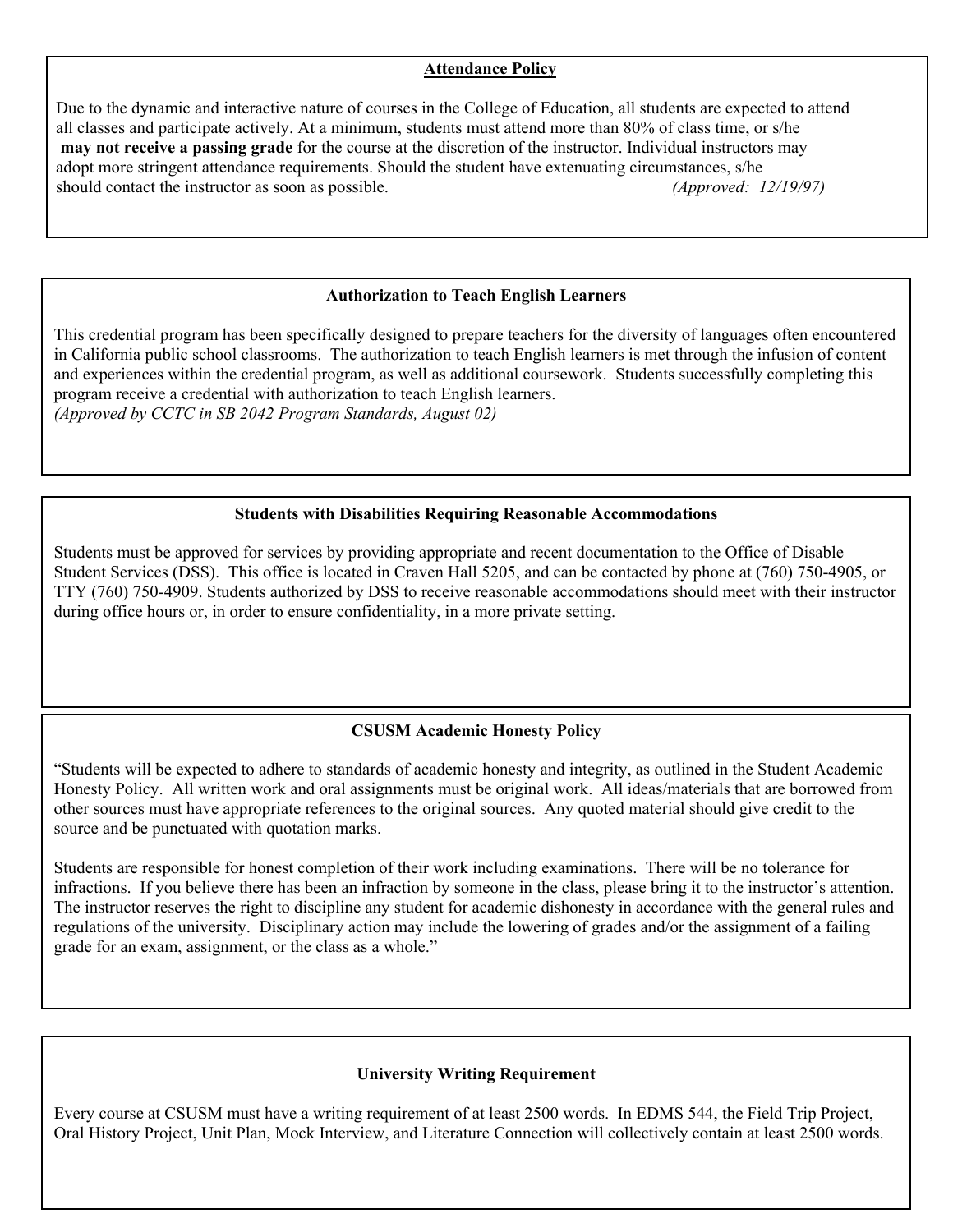## Attendance Policy

Due to the dynamic and interactive nature of courses in the College of Education, all students are expected to attend all classes and participate actively. At a minimum, students must attend more than 80% of class time, or s/he **may not receive a passing grade** for the course at the discretion of the instructor. Individual instructors may adopt more stringent attendance requirements. Should the student have extenuating circumstances, s/he should contact the instructor as soon as possible. *(Approved: 12/19/97)*

## Authorization to Teach English Learners

This credential program has been specifically designed to prepare teachers for the diversity of languages often encountered in California public school classrooms. The authorization to teach English learners is met through the infusion of content and experiences within the credential program, as well as additional coursework. Students successfully completing this program receive a credential with authorization to teach English learners.
*(Approved by CCTC in SB 2042 Program Standards, August 02)*

## Students with Disabilities Requiring Reasonable Accommodations

Students must be approved for services by providing appropriate and recent documentation to the Office of Disable Student Services (DSS). This office is located in Craven Hall 5205, and can be contacted by phone at (760) 750-4905, or TTY (760) 750-4909. Students authorized by DSS to receive reasonable accommodations should meet with their instructor during office hours or, in order to ensure confidentiality, in a more private setting.

## CSUSM Academic Honesty Policy

"Students will be expected to adhere to standards of academic honesty and integrity, as outlined in the Student Academic Honesty Policy. All written work and oral assignments must be original work. All ideas/materials that are borrowed from other sources must have appropriate references to the original sources. Any quoted material should give credit to the source and be punctuated with quotation marks.

Students are responsible for honest completion of their work including examinations. There will be no tolerance for infractions. If you believe there has been an infraction by someone in the class, please bring it to the instructor's attention. The instructor reserves the right to discipline any student for academic dishonesty in accordance with the general rules and regulations of the university. Disciplinary action may include the lowering of grades and/or the assignment of a failing grade for an exam, assignment, or the class as a whole."

## University Writing Requirement

Every course at CSUSM must have a writing requirement of at least 2500 words. In EDMS 544, the Field Trip Project, Oral History Project, Unit Plan, Mock Interview, and Literature Connection will collectively contain at least 2500 words.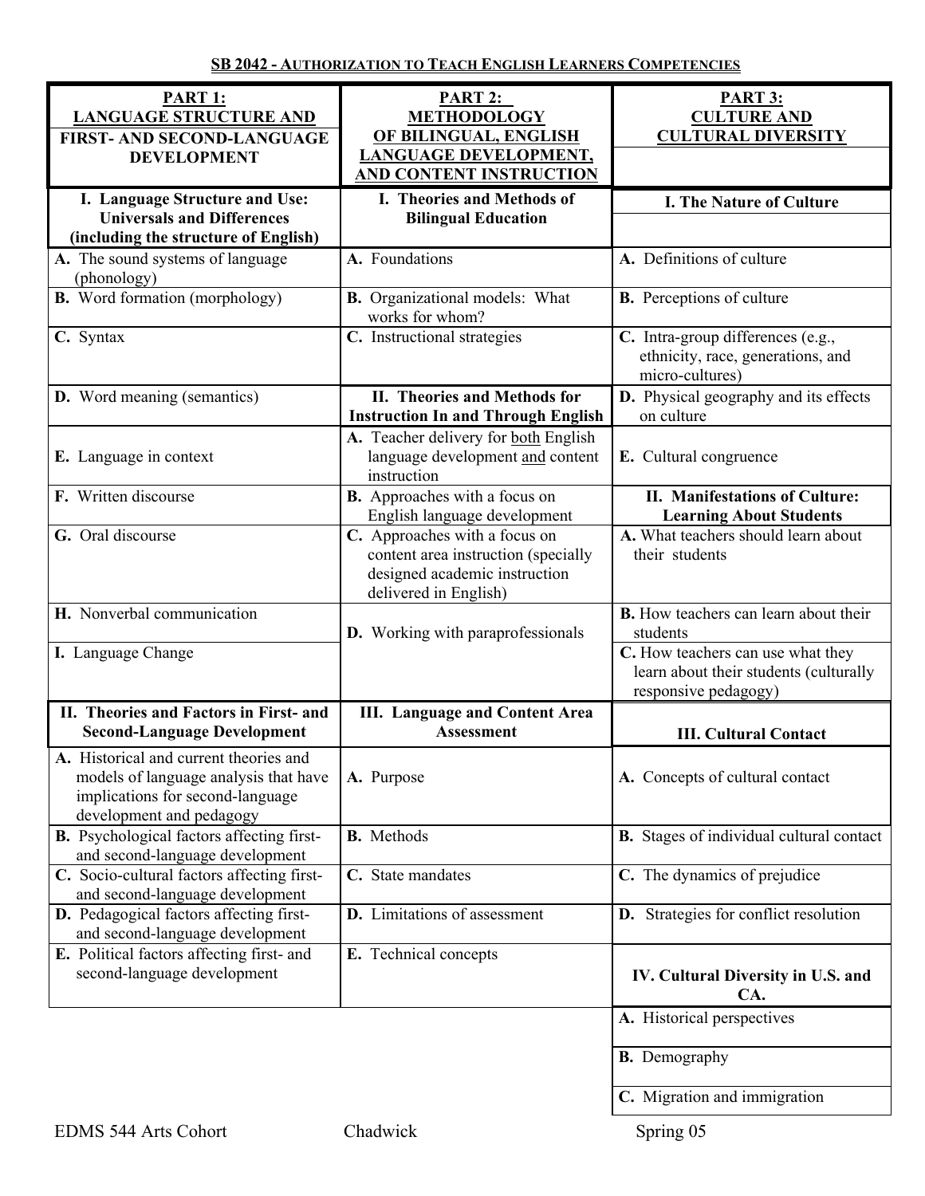**SB 2042 - AUTHORIZATION TO TEACH ENGLISH LEARNERS COMPETENCIES**

| PART 1: LANGUAGE STRUCTURE AND FIRST- AND SECOND-LANGUAGE DEVELOPMENT | PART 2: METHODOLOGY OF BILINGUAL, ENGLISH LANGUAGE DEVELOPMENT, AND CONTENT INSTRUCTION | PART 3: CULTURE AND CULTURAL DIVERSITY |
|---|---|---|
| **I. Language Structure and Use: Universals and Differences (including the structure of English)** | **I. Theories and Methods of Bilingual Education** | **I. The Nature of Culture** |
| **A.** The sound systems of language (phonology) | **A.** Foundations | **A.** Definitions of culture |
| **B.** Word formation (morphology) | **B.** Organizational models: What works for whom? | **B.** Perceptions of culture |
| **C.** Syntax | **C.** Instructional strategies | **C.** Intra-group differences (e.g., ethnicity, race, generations, and micro-cultures) |
| **D.** Word meaning (semantics) | **II. Theories and Methods for Instruction In and Through English** | **D.** Physical geography and its effects on culture |
| **E.** Language in context | **A.** Teacher delivery for both English language development and content instruction | **E.** Cultural congruence |
| **F.** Written discourse | **B.** Approaches with a focus on English language development | **II. Manifestations of Culture: Learning About Students** |
| **G.** Oral discourse | **C.** Approaches with a focus on content area instruction (specially designed academic instruction delivered in English) | **A.** What teachers should learn about their students |
| **H.** Nonverbal communication | **D.** Working with paraprofessionals | **B.** How teachers can learn about their students |
| **I.** Language Change | | **C.** How teachers can use what they learn about their students (culturally responsive pedagogy) |
| **II. Theories and Factors in First- and Second-Language Development** | **III. Language and Content Area Assessment** | **III. Cultural Contact** |
| **A.** Historical and current theories and models of language analysis that have implications for second-language development and pedagogy | **A.** Purpose | **A.** Concepts of cultural contact |
| **B.** Psychological factors affecting first- and second-language development | **B.** Methods | **B.** Stages of individual cultural contact |
| **C.** Socio-cultural factors affecting first- and second-language development | **C.** State mandates | **C.** The dynamics of prejudice |
| **D.** Pedagogical factors affecting first- and second-language development | **D.** Limitations of assessment | **D.** Strategies for conflict resolution |
| **E.** Political factors affecting first- and second-language development | **E.** Technical concepts | **IV. Cultural Diversity in U.S. and CA.** |
| | | **A.** Historical perspectives |
| | | **B.** Demography |
| | | **C.** Migration and immigration |

EDMS 544 Arts Cohort    Chadwick    Spring 05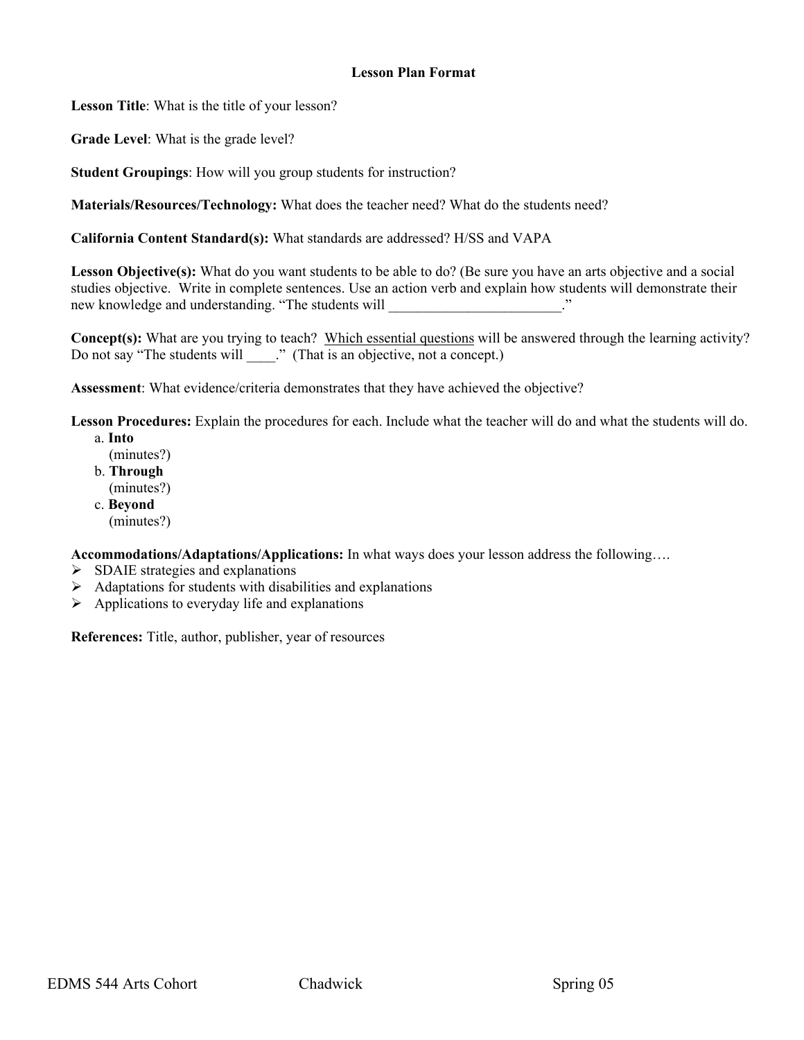## Lesson Plan Format

**Lesson Title**: What is the title of your lesson?

**Grade Level**: What is the grade level?

**Student Groupings**: How will you group students for instruction?

**Materials/Resources/Technology:** What does the teacher need? What do the students need?

**California Content Standard(s):** What standards are addressed? H/SS and VAPA

**Lesson Objective(s):** What do you want students to be able to do? (Be sure you have an arts objective and a social studies objective. Write in complete sentences. Use an action verb and explain how students will demonstrate their new knowledge and understanding. "The students will ________________________."

**Concept(s):** What are you trying to teach? Which essential questions will be answered through the learning activity? Do not say "The students will ____." (That is an objective, not a concept.)

**Assessment**: What evidence/criteria demonstrates that they have achieved the objective?

**Lesson Procedures:** Explain the procedures for each. Include what the teacher will do and what the students will do.

a. **Into**
   (minutes?)
b. **Through**
   (minutes?)
c. **Beyond**
   (minutes?)

**Accommodations/Adaptations/Applications:** In what ways does your lesson address the following….

- SDAIE strategies and explanations
- Adaptations for students with disabilities and explanations
- Applications to everyday life and explanations

**References:** Title, author, publisher, year of resources